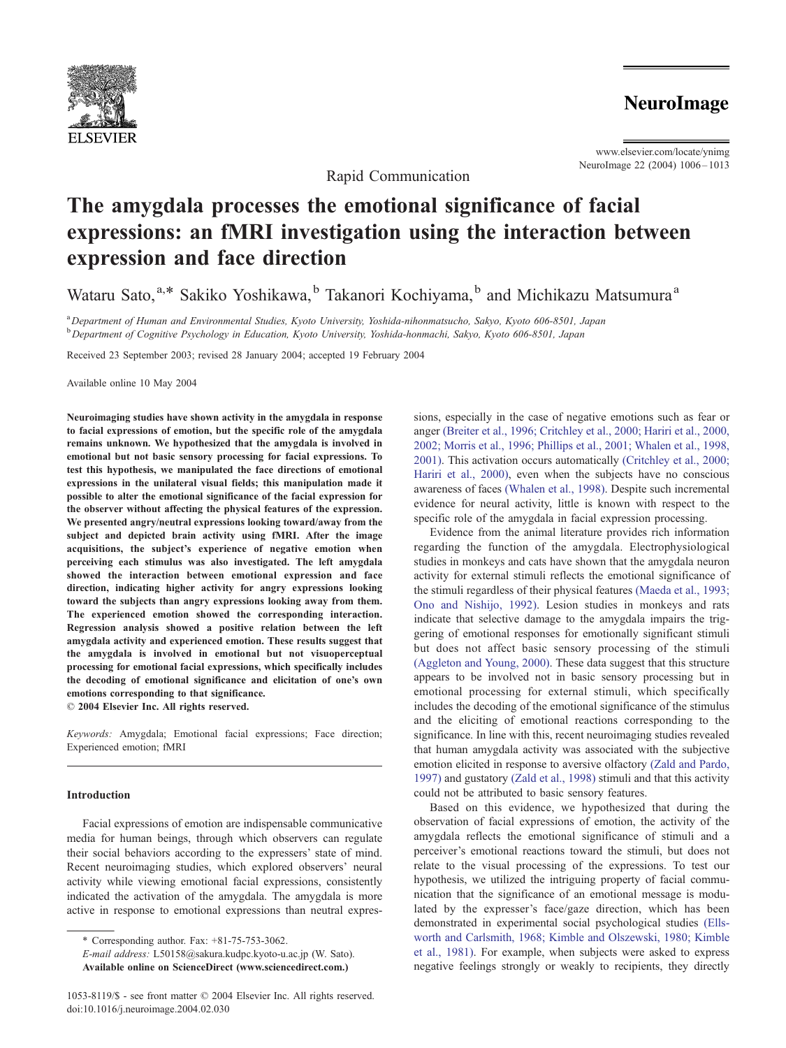Rapid Communication

# The amygdala processes the emotional significance of facial expressions: an fMRI investigation using the interaction between expression and face direction

Wataru Sato,[a,*] Sakiko Yoshikawa,[b] Takanori Kochiyama,[b] and Michikazu Matsumura[a]

[a] *Department of Human and Environmental Studies, Kyoto University, Yoshida-nihonmatsucho, Sakyo, Kyoto 606-8501, Japan*
[b] *Department of Cognitive Psychology in Education, Kyoto University, Yoshida-honmachi, Sakyo, Kyoto 606-8501, Japan*

Received 23 September 2003; revised 28 January 2004; accepted 19 February 2004

Available online 10 May 2004

**Neuroimaging studies have shown activity in the amygdala in response to facial expressions of emotion, but the specific role of the amygdala remains unknown. We hypothesized that the amygdala is involved in emotional but not basic sensory processing for facial expressions. To test this hypothesis, we manipulated the face directions of emotional expressions in the unilateral visual fields; this manipulation made it possible to alter the emotional significance of the facial expression for the observer without affecting the physical features of the expression. We presented angry/neutral expressions looking toward/away from the subject and depicted brain activity using fMRI. After the image acquisitions, the subject's experience of negative emotion when perceiving each stimulus was also investigated. The left amygdala showed the interaction between emotional expression and face direction, indicating higher activity for angry expressions looking toward the subjects than angry expressions looking away from them. The experienced emotion showed the corresponding interaction. Regression analysis showed a positive relation between the left amygdala activity and experienced emotion. These results suggest that the amygdala is involved in emotional but not visuoperceptual processing for emotional facial expressions, which specifically includes the decoding of emotional significance and elicitation of one's own emotions corresponding to that significance.**
**© 2004 Elsevier Inc. All rights reserved.**

*Keywords:* Amygdala; Emotional facial expressions; Face direction; Experienced emotion; fMRI

## Introduction

Facial expressions of emotion are indispensable communicative media for human beings, through which observers can regulate their social behaviors according to the expressers' state of mind. Recent neuroimaging studies, which explored observers' neural activity while viewing emotional facial expressions, consistently indicated the activation of the amygdala. The amygdala is more active in response to emotional expressions than neutral expressions, especially in the case of negative emotions such as fear or anger (Breiter et al., 1996; Critchley et al., 2000; Hariri et al., 2000, 2002; Morris et al., 1996; Phillips et al., 2001; Whalen et al., 1998, 2001). This activation occurs automatically (Critchley et al., 2000; Hariri et al., 2000), even when the subjects have no conscious awareness of faces (Whalen et al., 1998). Despite such incremental evidence for neural activity, little is known with respect to the specific role of the amygdala in facial expression processing.

Evidence from the animal literature provides rich information regarding the function of the amygdala. Electrophysiological studies in monkeys and cats have shown that the amygdala neuron activity for external stimuli reflects the emotional significance of the stimuli regardless of their physical features (Maeda et al., 1993; Ono and Nishijo, 1992). Lesion studies in monkeys and rats indicate that selective damage to the amygdala impairs the triggering of emotional responses for emotionally significant stimuli but does not affect basic sensory processing of the stimuli (Aggleton and Young, 2000). These data suggest that this structure appears to be involved not in basic sensory processing but in emotional processing for external stimuli, which specifically includes the decoding of the emotional significance of the stimulus and the eliciting of emotional reactions corresponding to the significance. In line with this, recent neuroimaging studies revealed that human amygdala activity was associated with the subjective emotion elicited in response to aversive olfactory (Zald and Pardo, 1997) and gustatory (Zald et al., 1998) stimuli and that this activity could not be attributed to basic sensory features.

Based on this evidence, we hypothesized that during the observation of facial expressions of emotion, the activity of the amygdala reflects the emotional significance of stimuli and a perceiver's emotional reactions toward the stimuli, but does not relate to the visual processing of the expressions. To test our hypothesis, we utilized the intriguing property of facial communication that the significance of an emotional message is modulated by the expresser's face/gaze direction, which has been demonstrated in experimental social psychological studies (Ellsworth and Carlsmith, 1968; Kimble and Olszewski, 1980; Kimble et al., 1981). For example, when subjects were asked to express negative feelings strongly or weakly to recipients, they directly

\* Corresponding author. Fax: +81-75-753-3062.
*E-mail address:* L50158@sakura.kudpc.kyoto-u.ac.jp (W. Sato).
**Available online on ScienceDirect (www.sciencedirect.com.)**

1053-8119/$ - see front matter © 2004 Elsevier Inc. All rights reserved.
doi:10.1016/j.neuroimage.2004.02.030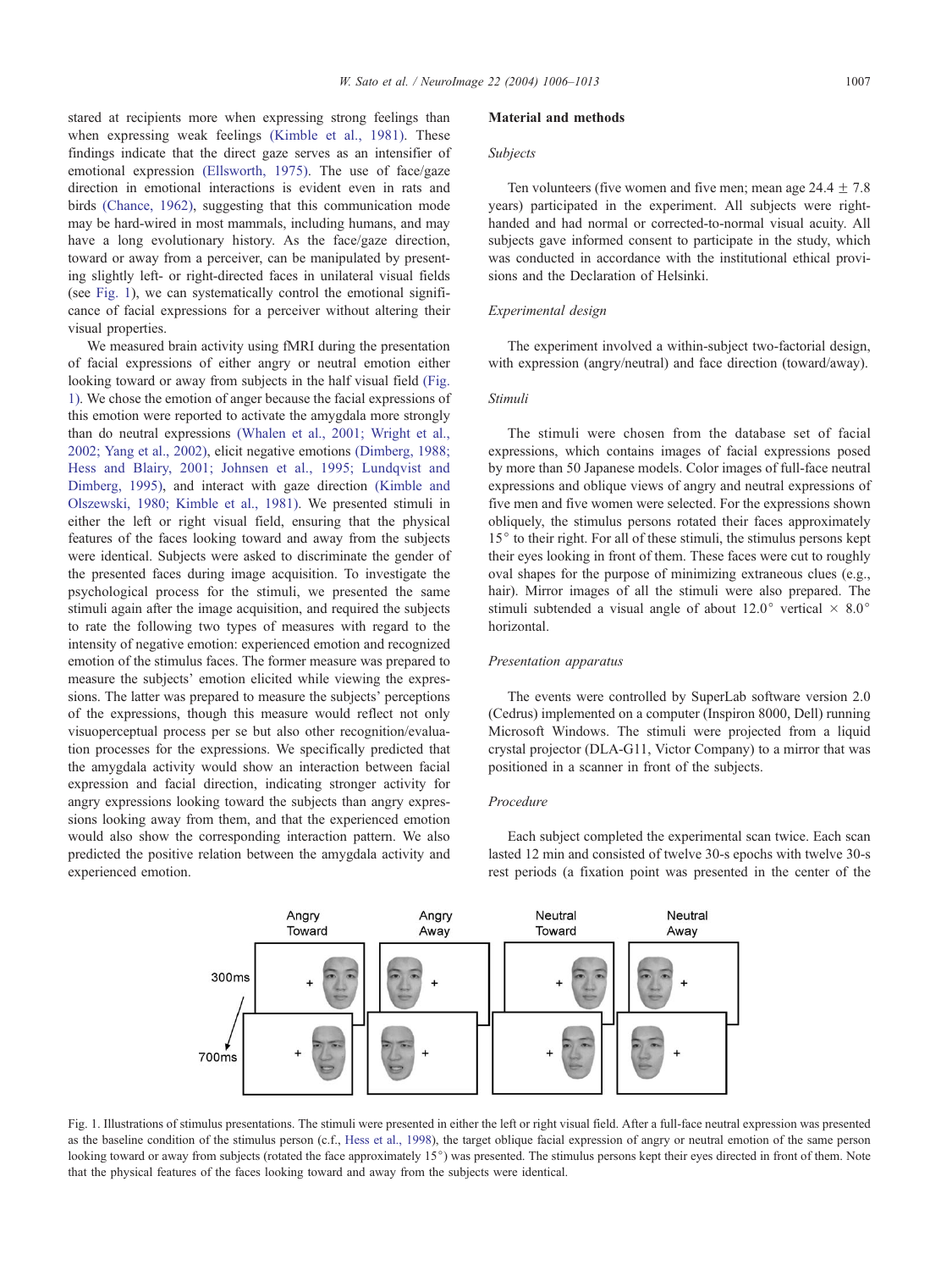stared at recipients more when expressing strong feelings than when expressing weak feelings (Kimble et al., 1981). These findings indicate that the direct gaze serves as an intensifier of emotional expression (Ellsworth, 1975). The use of face/gaze direction in emotional interactions is evident even in rats and birds (Chance, 1962), suggesting that this communication mode may be hard-wired in most mammals, including humans, and may have a long evolutionary history. As the face/gaze direction, toward or away from a perceiver, can be manipulated by presenting slightly left- or right-directed faces in unilateral visual fields (see Fig. 1), we can systematically control the emotional significance of facial expressions for a perceiver without altering their visual properties.

We measured brain activity using fMRI during the presentation of facial expressions of either angry or neutral emotion either looking toward or away from subjects in the half visual field (Fig. 1). We chose the emotion of anger because the facial expressions of this emotion were reported to activate the amygdala more strongly than do neutral expressions (Whalen et al., 2001; Wright et al., 2002; Yang et al., 2002), elicit negative emotions (Dimberg, 1988; Hess and Blairy, 2001; Johnsen et al., 1995; Lundqvist and Dimberg, 1995), and interact with gaze direction (Kimble and Olszewski, 1980; Kimble et al., 1981). We presented stimuli in either the left or right visual field, ensuring that the physical features of the faces looking toward and away from the subjects were identical. Subjects were asked to discriminate the gender of the presented faces during image acquisition. To investigate the psychological process for the stimuli, we presented the same stimuli again after the image acquisition, and required the subjects to rate the following two types of measures with regard to the intensity of negative emotion: experienced emotion and recognized emotion of the stimulus faces. The former measure was prepared to measure the subjects' emotion elicited while viewing the expressions. The latter was prepared to measure the subjects' perceptions of the expressions, though this measure would reflect not only visuoperceptual process per se but also other recognition/evaluation processes for the expressions. We specifically predicted that the amygdala activity would show an interaction between facial expression and facial direction, indicating stronger activity for angry expressions looking toward the subjects than angry expressions looking away from them, and that the experienced emotion would also show the corresponding interaction pattern. We also predicted the positive relation between the amygdala activity and experienced emotion.

## Material and methods

### Subjects

Ten volunteers (five women and five men; mean age 24.4 ± 7.8 years) participated in the experiment. All subjects were right-handed and had normal or corrected-to-normal visual acuity. All subjects gave informed consent to participate in the study, which was conducted in accordance with the institutional ethical provisions and the Declaration of Helsinki.

### Experimental design

The experiment involved a within-subject two-factorial design, with expression (angry/neutral) and face direction (toward/away).

### Stimuli

The stimuli were chosen from the database set of facial expressions, which contains images of facial expressions posed by more than 50 Japanese models. Color images of full-face neutral expressions and oblique views of angry and neutral expressions of five men and five women were selected. For the expressions shown obliquely, the stimulus persons rotated their faces approximately 15° to their right. For all of these stimuli, the stimulus persons kept their eyes looking in front of them. These faces were cut to roughly oval shapes for the purpose of minimizing extraneous clues (e.g., hair). Mirror images of all the stimuli were also prepared. The stimuli subtended a visual angle of about 12.0° vertical × 8.0° horizontal.

### Presentation apparatus

The events were controlled by SuperLab software version 2.0 (Cedrus) implemented on a computer (Inspiron 8000, Dell) running Microsoft Windows. The stimuli were projected from a liquid crystal projector (DLA-G11, Victor Company) to a mirror that was positioned in a scanner in front of the subjects.

### Procedure

Each subject completed the experimental scan twice. Each scan lasted 12 min and consisted of twelve 30-s epochs with twelve 30-s rest periods (a fixation point was presented in the center of the

Fig. 1. Illustrations of stimulus presentations. The stimuli were presented in either the left or right visual field. After a full-face neutral expression was presented as the baseline condition of the stimulus person (c.f., Hess et al., 1998), the target oblique facial expression of angry or neutral emotion of the same person looking toward or away from subjects (rotated the face approximately 15°) was presented. The stimulus persons kept their eyes directed in front of them. Note that the physical features of the faces looking toward and away from the subjects were identical.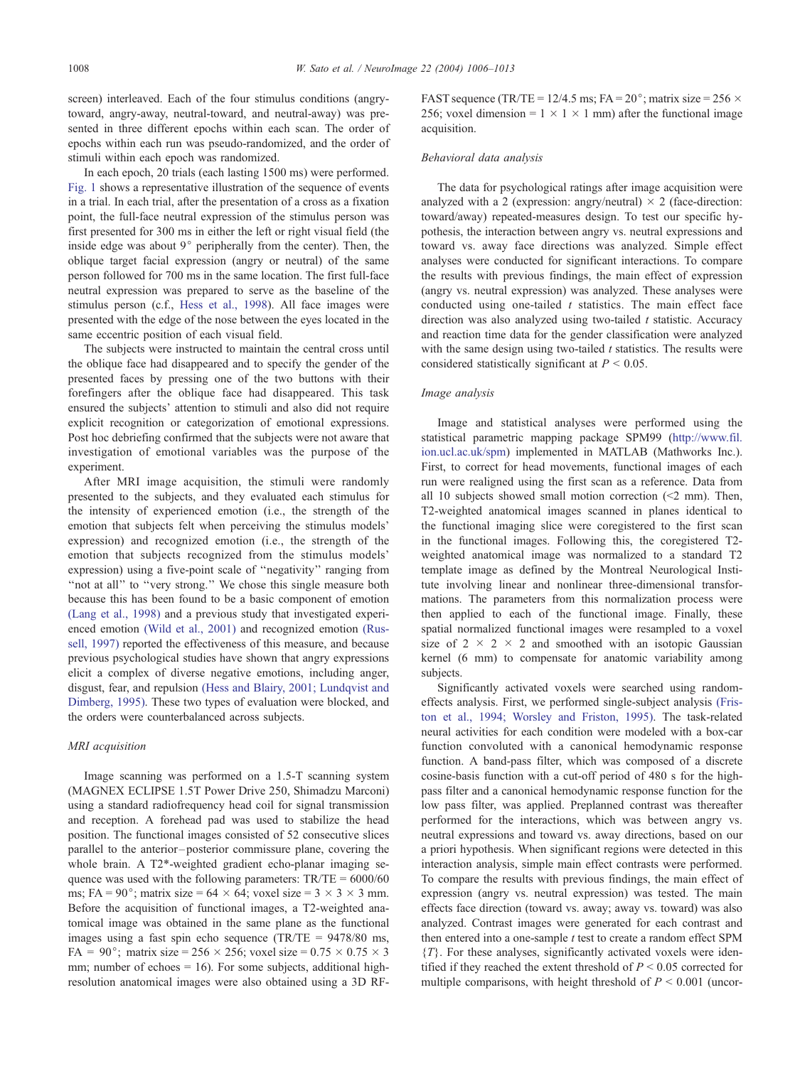screen) interleaved. Each of the four stimulus conditions (angry-toward, angry-away, neutral-toward, and neutral-away) was presented in three different epochs within each scan. The order of epochs within each run was pseudo-randomized, and the order of stimuli within each epoch was randomized.

In each epoch, 20 trials (each lasting 1500 ms) were performed. Fig. 1 shows a representative illustration of the sequence of events in a trial. In each trial, after the presentation of a cross as a fixation point, the full-face neutral expression of the stimulus person was first presented for 300 ms in either the left or right visual field (the inside edge was about 9° peripherally from the center). Then, the oblique target facial expression (angry or neutral) of the same person followed for 700 ms in the same location. The first full-face neutral expression was prepared to serve as the baseline of the stimulus person (c.f., Hess et al., 1998). All face images were presented with the edge of the nose between the eyes located in the same eccentric position of each visual field.

The subjects were instructed to maintain the central cross until the oblique face had disappeared and to specify the gender of the presented faces by pressing one of the two buttons with their forefingers after the oblique face had disappeared. This task ensured the subjects' attention to stimuli and also did not require explicit recognition or categorization of emotional expressions. Post hoc debriefing confirmed that the subjects were not aware that investigation of emotional variables was the purpose of the experiment.

After MRI image acquisition, the stimuli were randomly presented to the subjects, and they evaluated each stimulus for the intensity of experienced emotion (i.e., the strength of the emotion that subjects felt when perceiving the stimulus models' expression) and recognized emotion (i.e., the strength of the emotion that subjects recognized from the stimulus models' expression) using a five-point scale of "negativity" ranging from "not at all" to "very strong." We chose this single measure both because this has been found to be a basic component of emotion (Lang et al., 1998) and a previous study that investigated experienced emotion (Wild et al., 2001) and recognized emotion (Russell, 1997) reported the effectiveness of this measure, and because previous psychological studies have shown that angry expressions elicit a complex of diverse negative emotions, including anger, disgust, fear, and repulsion (Hess and Blairy, 2001; Lundqvist and Dimberg, 1995). These two types of evaluation were blocked, and the orders were counterbalanced across subjects.

### *MRI acquisition*

Image scanning was performed on a 1.5-T scanning system (MAGNEX ECLIPSE 1.5T Power Drive 250, Shimadzu Marconi) using a standard radiofrequency head coil for signal transmission and reception. A forehead pad was used to stabilize the head position. The functional images consisted of 52 consecutive slices parallel to the anterior–posterior commissure plane, covering the whole brain. A T2*-weighted gradient echo-planar imaging sequence was used with the following parameters: TR/TE = 6000/60 ms; FA = 90°; matrix size = 64 × 64; voxel size = 3 × 3 × 3 mm. Before the acquisition of functional images, a T2-weighted anatomical image was obtained in the same plane as the functional images using a fast spin echo sequence (TR/TE = 9478/80 ms, FA = 90°; matrix size = 256 × 256; voxel size = 0.75 × 0.75 × 3 mm; number of echoes = 16). For some subjects, additional high-resolution anatomical images were also obtained using a 3D RF-FAST sequence (TR/TE = 12/4.5 ms; FA = 20°; matrix size = 256 × 256; voxel dimension = 1 × 1 × 1 mm) after the functional image acquisition.

### *Behavioral data analysis*

The data for psychological ratings after image acquisition were analyzed with a 2 (expression: angry/neutral) × 2 (face-direction: toward/away) repeated-measures design. To test our specific hypothesis, the interaction between angry vs. neutral expressions and toward vs. away face directions was analyzed. Simple effect analyses were conducted for significant interactions. To compare the results with previous findings, the main effect of expression (angry vs. neutral expression) was analyzed. These analyses were conducted using one-tailed $t$ statistics. The main effect face direction was also analyzed using two-tailed $t$ statistic. Accuracy and reaction time data for the gender classification were analyzed with the same design using two-tailed $t$ statistics. The results were considered statistically significant at $P < 0.05$.

### *Image analysis*

Image and statistical analyses were performed using the statistical parametric mapping package SPM99 (http://www.fil.ion.ucl.ac.uk/spm) implemented in MATLAB (Mathworks Inc.). First, to correct for head movements, functional images of each run were realigned using the first scan as a reference. Data from all 10 subjects showed small motion correction (<2 mm). Then, T2-weighted anatomical images scanned in planes identical to the functional imaging slice were coregistered to the first scan in the functional images. Following this, the coregistered T2-weighted anatomical image was normalized to a standard T2 template image as defined by the Montreal Neurological Institute involving linear and nonlinear three-dimensional transformations. The parameters from this normalization process were then applied to each of the functional image. Finally, these spatial normalized functional images were resampled to a voxel size of 2 × 2 × 2 and smoothed with an isotopic Gaussian kernel (6 mm) to compensate for anatomic variability among subjects.

Significantly activated voxels were searched using random-effects analysis. First, we performed single-subject analysis (Friston et al., 1994; Worsley and Friston, 1995). The task-related neural activities for each condition were modeled with a box-car function convoluted with a canonical hemodynamic response function. A band-pass filter, which was composed of a discrete cosine-basis function with a cut-off period of 480 s for the high-pass filter and a canonical hemodynamic response function for the low pass filter, was applied. Preplanned contrast was thereafter performed for the interactions, which was between angry vs. neutral expressions and toward vs. away directions, based on our a priori hypothesis. When significant regions were detected in this interaction analysis, simple main effect contrasts were performed. To compare the results with previous findings, the main effect of expression (angry vs. neutral expression) was tested. The main effects face direction (toward vs. away; away vs. toward) was also analyzed. Contrast images were generated for each contrast and then entered into a one-sample $t$ test to create a random effect SPM $\{T\}$. For these analyses, significantly activated voxels were identified if they reached the extent threshold of $P < 0.05$ corrected for multiple comparisons, with height threshold of $P < 0.001$ (uncor-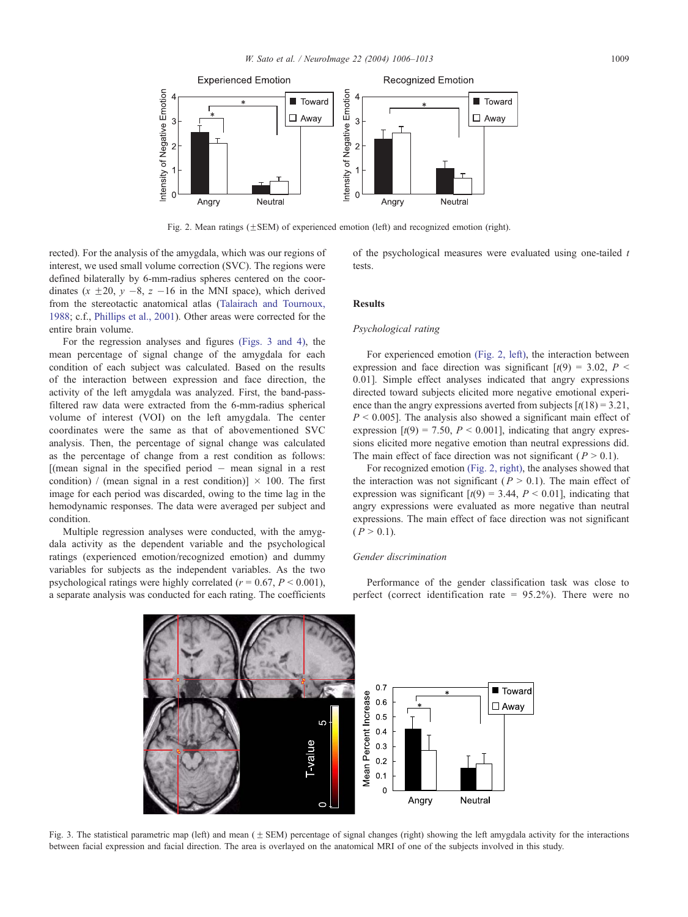Fig. 2. Mean ratings (±SEM) of experienced emotion (left) and recognized emotion (right).

rected). For the analysis of the amygdala, which was our regions of interest, we used small volume correction (SVC). The regions were defined bilaterally by 6-mm-radius spheres centered on the coordinates ($x$ ±20, $y$ −8, $z$ −16 in the MNI space), which derived from the stereotactic anatomical atlas (Talairach and Tournoux, 1988; c.f., Phillips et al., 2001). Other areas were corrected for the entire brain volume.

For the regression analyses and figures (Figs. 3 and 4), the mean percentage of signal change of the amygdala for each condition of each subject was calculated. Based on the results of the interaction between expression and face direction, the activity of the left amygdala was analyzed. First, the band-pass-filtered raw data were extracted from the 6-mm-radius spherical volume of interest (VOI) on the left amygdala. The center coordinates were the same as that of abovementioned SVC analysis. Then, the percentage of signal change was calculated as the percentage of change from a rest condition as follows: [(mean signal in the specified period − mean signal in a rest condition) / (mean signal in a rest condition)] × 100. The first image for each period was discarded, owing to the time lag in the hemodynamic responses. The data were averaged per subject and condition.

Multiple regression analyses were conducted, with the amygdala activity as the dependent variable and the psychological ratings (experienced emotion/recognized emotion) and dummy variables for subjects as the independent variables. As the two psychological ratings were highly correlated ($r = 0.67$, $P < 0.001$), a separate analysis was conducted for each rating. The coefficients of the psychological measures were evaluated using one-tailed $t$ tests.

## Results

### *Psychological rating*

For experienced emotion (Fig. 2, left), the interaction between expression and face direction was significant [$t(9) = 3.02$, $P < 0.01$]. Simple effect analyses indicated that angry expressions directed toward subjects elicited more negative emotional experience than the angry expressions averted from subjects [$t(18) = 3.21$, $P < 0.005$]. The analysis also showed a significant main effect of expression [$t(9) = 7.50$, $P < 0.001$], indicating that angry expressions elicited more negative emotion than neutral expressions did. The main effect of face direction was not significant ($P > 0.1$).

For recognized emotion (Fig. 2, right), the analyses showed that the interaction was not significant ($P > 0.1$). The main effect of expression was significant [$t(9) = 3.44$, $P < 0.01$], indicating that angry expressions were evaluated as more negative than neutral expressions. The main effect of face direction was not significant ($P > 0.1$).

### *Gender discrimination*

Performance of the gender classification task was close to perfect (correct identification rate = 95.2%). There were no

Fig. 3. The statistical parametric map (left) and mean (± SEM) percentage of signal changes (right) showing the left amygdala activity for the interactions between facial expression and facial direction. The area is overlayed on the anatomical MRI of one of the subjects involved in this study.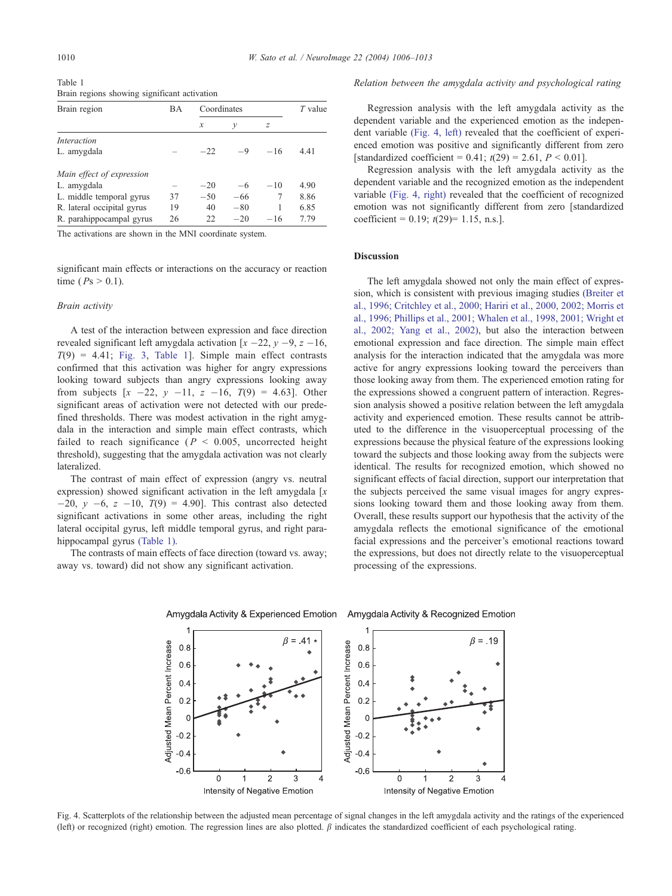Table 1

Brain regions showing significant activation

| Brain region | BA | Coordinates | | | T value |
|---|---|---|---|---|---|
| | | x | y | z | |
| *Interaction* | | | | | |
| L. amygdala | – | −22 | −9 | −16 | 4.41 |
| *Main effect of expression* | | | | | |
| L. amygdala | – | −20 | −6 | −10 | 4.90 |
| L. middle temporal gyrus | 37 | −50 | −66 | 7 | 8.86 |
| R. lateral occipital gyrus | 19 | 40 | −80 | 1 | 6.85 |
| R. parahippocampal gyrus | 26 | 22 | −20 | −16 | 7.79 |

The activations are shown in the MNI coordinate system.

significant main effects or interactions on the accuracy or reaction time ( $Ps > 0.1$).

### *Brain activity*

A test of the interaction between expression and face direction revealed significant left amygdala activation [$x$ −22, $y$ −9, $z$ −16, $T(9) = 4.41$; Fig. 3, Table 1]. Simple main effect contrasts confirmed that this activation was higher for angry expressions looking toward subjects than angry expressions looking away from subjects [$x$ −22, $y$ −11, $z$ −16, $T(9) = 4.63$]. Other significant areas of activation were not detected with our predefined thresholds. There was modest activation in the right amygdala in the interaction and simple main effect contrasts, which failed to reach significance ($P < 0.005$, uncorrected height threshold), suggesting that the amygdala activation was not clearly lateralized.

The contrast of main effect of expression (angry vs. neutral expression) showed significant activation in the left amygdala [$x$ −20, $y$ −6, $z$ −10, $T(9) = 4.90$]. This contrast also detected significant activations in some other areas, including the right lateral occipital gyrus, left middle temporal gyrus, and right parahippocampal gyrus (Table 1).

The contrasts of main effects of face direction (toward vs. away; away vs. toward) did not show any significant activation.

### *Relation between the amygdala activity and psychological rating*

Regression analysis with the left amygdala activity as the dependent variable and the experienced emotion as the independent variable (Fig. 4, left) revealed that the coefficient of experienced emotion was positive and significantly different from zero [standardized coefficient = 0.41; $t(29) = 2.61$, $P < 0.01$].

Regression analysis with the left amygdala activity as the dependent variable and the recognized emotion as the independent variable (Fig. 4, right) revealed that the coefficient of recognized emotion was not significantly different from zero [standardized coefficient = 0.19; $t(29) = 1.15$, n.s.].

## Discussion

The left amygdala showed not only the main effect of expression, which is consistent with previous imaging studies (Breiter et al., 1996; Critchley et al., 2000; Hariri et al., 2000, 2002; Morris et al., 1996; Phillips et al., 2001; Whalen et al., 1998, 2001; Wright et al., 2002; Yang et al., 2002), but also the interaction between emotional expression and face direction. The simple main effect analysis for the interaction indicated that the amygdala was more active for angry expressions looking toward the perceivers than those looking away from them. The experienced emotion rating for the expressions showed a congruent pattern of interaction. Regression analysis showed a positive relation between the left amygdala activity and experienced emotion. These results cannot be attributed to the difference in the visuoperceptual processing of the expressions because the physical feature of the expressions looking toward the subjects and those looking away from the subjects were identical. The results for recognized emotion, which showed no significant effects of facial direction, support our interpretation that the subjects perceived the same visual images for angry expressions looking toward them and those looking away from them. Overall, these results support our hypothesis that the activity of the amygdala reflects the emotional significance of the emotional facial expressions and the perceiver's emotional reactions toward the expressions, but does not directly relate to the visuoperceptual processing of the expressions.

Fig. 4. Scatterplots of the relationship between the adjusted mean percentage of signal changes in the left amygdala activity and the ratings of the experienced (left) or recognized (right) emotion. The regression lines are also plotted. $\beta$ indicates the standardized coefficient of each psychological rating.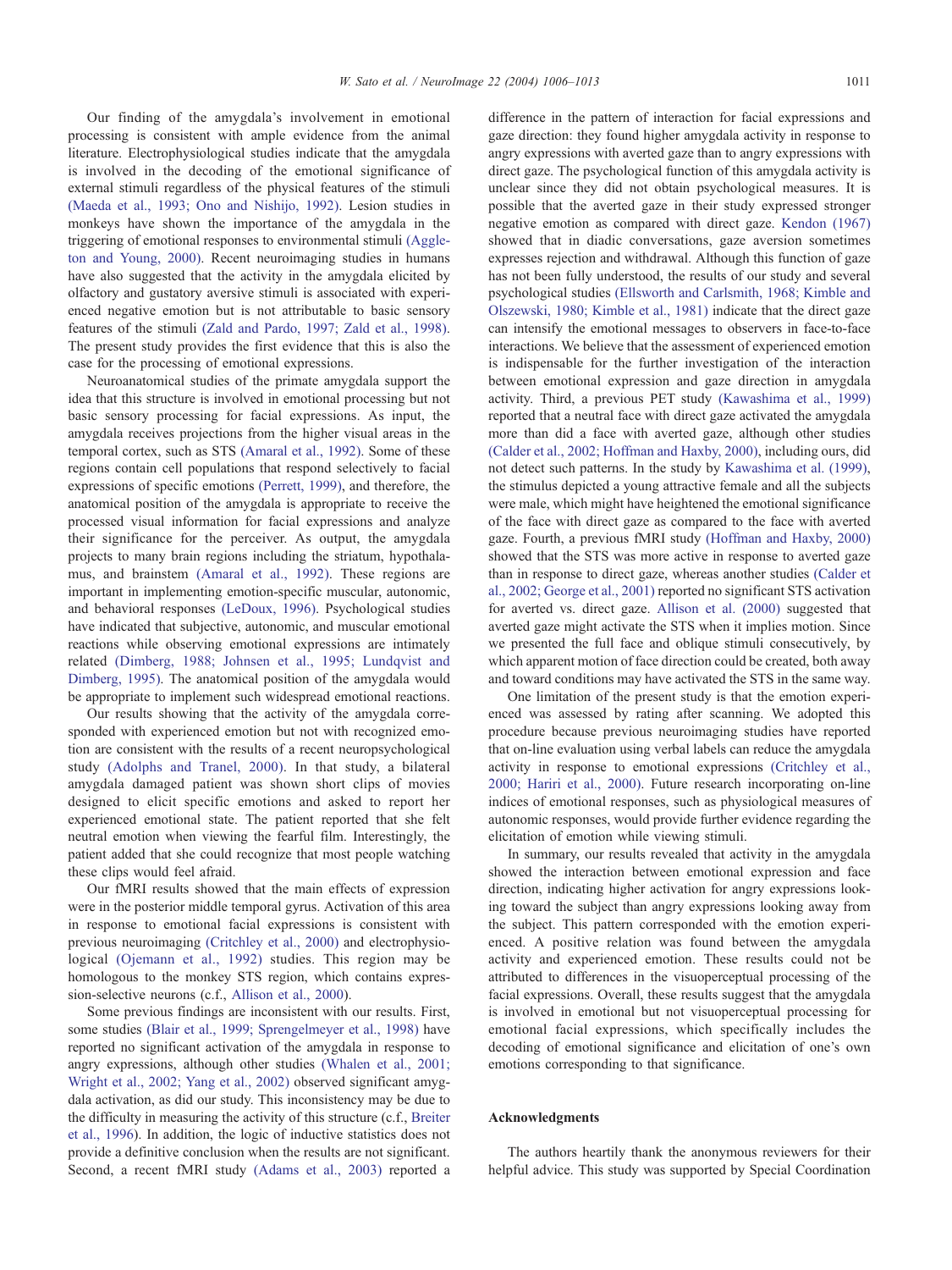Our finding of the amygdala's involvement in emotional processing is consistent with ample evidence from the animal literature. Electrophysiological studies indicate that the amygdala is involved in the decoding of the emotional significance of external stimuli regardless of the physical features of the stimuli (Maeda et al., 1993; Ono and Nishijo, 1992). Lesion studies in monkeys have shown the importance of the amygdala in the triggering of emotional responses to environmental stimuli (Aggleton and Young, 2000). Recent neuroimaging studies in humans have also suggested that the activity in the amygdala elicited by olfactory and gustatory aversive stimuli is associated with experienced negative emotion but is not attributable to basic sensory features of the stimuli (Zald and Pardo, 1997; Zald et al., 1998). The present study provides the first evidence that this is also the case for the processing of emotional expressions.

Neuroanatomical studies of the primate amygdala support the idea that this structure is involved in emotional processing but not basic sensory processing for facial expressions. As input, the amygdala receives projections from the higher visual areas in the temporal cortex, such as STS (Amaral et al., 1992). Some of these regions contain cell populations that respond selectively to facial expressions of specific emotions (Perrett, 1999), and therefore, the anatomical position of the amygdala is appropriate to receive the processed visual information for facial expressions and analyze their significance for the perceiver. As output, the amygdala projects to many brain regions including the striatum, hypothalamus, and brainstem (Amaral et al., 1992). These regions are important in implementing emotion-specific muscular, autonomic, and behavioral responses (LeDoux, 1996). Psychological studies have indicated that subjective, autonomic, and muscular emotional reactions while observing emotional expressions are intimately related (Dimberg, 1988; Johnsen et al., 1995; Lundqvist and Dimberg, 1995). The anatomical position of the amygdala would be appropriate to implement such widespread emotional reactions.

Our results showing that the activity of the amygdala corresponded with experienced emotion but not with recognized emotion are consistent with the results of a recent neuropsychological study (Adolphs and Tranel, 2000). In that study, a bilateral amygdala damaged patient was shown short clips of movies designed to elicit specific emotions and asked to report her experienced emotional state. The patient reported that she felt neutral emotion when viewing the fearful film. Interestingly, the patient added that she could recognize that most people watching these clips would feel afraid.

Our fMRI results showed that the main effects of expression were in the posterior middle temporal gyrus. Activation of this area in response to emotional facial expressions is consistent with previous neuroimaging (Critchley et al., 2000) and electrophysiological (Ojemann et al., 1992) studies. This region may be homologous to the monkey STS region, which contains expression-selective neurons (c.f., Allison et al., 2000).

Some previous findings are inconsistent with our results. First, some studies (Blair et al., 1999; Sprengelmeyer et al., 1998) have reported no significant activation of the amygdala in response to angry expressions, although other studies (Whalen et al., 2001; Wright et al., 2002; Yang et al., 2002) observed significant amygdala activation, as did our study. This inconsistency may be due to the difficulty in measuring the activity of this structure (c.f., Breiter et al., 1996). In addition, the logic of inductive statistics does not provide a definitive conclusion when the results are not significant. Second, a recent fMRI study (Adams et al., 2003) reported a difference in the pattern of interaction for facial expressions and gaze direction: they found higher amygdala activity in response to angry expressions with averted gaze than to angry expressions with direct gaze. The psychological function of this amygdala activity is unclear since they did not obtain psychological measures. It is possible that the averted gaze in their study expressed stronger negative emotion as compared with direct gaze. Kendon (1967) showed that in diadic conversations, gaze aversion sometimes expresses rejection and withdrawal. Although this function of gaze has not been fully understood, the results of our study and several psychological studies (Ellsworth and Carlsmith, 1968; Kimble and Olszewski, 1980; Kimble et al., 1981) indicate that the direct gaze can intensify the emotional messages to observers in face-to-face interactions. We believe that the assessment of experienced emotion is indispensable for the further investigation of the interaction between emotional expression and gaze direction in amygdala activity. Third, a previous PET study (Kawashima et al., 1999) reported that a neutral face with direct gaze activated the amygdala more than did a face with averted gaze, although other studies (Calder et al., 2002; Hoffman and Haxby, 2000), including ours, did not detect such patterns. In the study by Kawashima et al. (1999), the stimulus depicted a young attractive female and all the subjects were male, which might have heightened the emotional significance of the face with direct gaze as compared to the face with averted gaze. Fourth, a previous fMRI study (Hoffman and Haxby, 2000) showed that the STS was more active in response to averted gaze than in response to direct gaze, whereas another studies (Calder et al., 2002; George et al., 2001) reported no significant STS activation for averted vs. direct gaze. Allison et al. (2000) suggested that averted gaze might activate the STS when it implies motion. Since we presented the full face and oblique stimuli consecutively, by which apparent motion of face direction could be created, both away and toward conditions may have activated the STS in the same way.

One limitation of the present study is that the emotion experienced was assessed by rating after scanning. We adopted this procedure because previous neuroimaging studies have reported that on-line evaluation using verbal labels can reduce the amygdala activity in response to emotional expressions (Critchley et al., 2000; Hariri et al., 2000). Future research incorporating on-line indices of emotional responses, such as physiological measures of autonomic responses, would provide further evidence regarding the elicitation of emotion while viewing stimuli.

In summary, our results revealed that activity in the amygdala showed the interaction between emotional expression and face direction, indicating higher activation for angry expressions looking toward the subject than angry expressions looking away from the subject. This pattern corresponded with the emotion experienced. A positive relation was found between the amygdala activity and experienced emotion. These results could not be attributed to differences in the visuoperceptual processing of the facial expressions. Overall, these results suggest that the amygdala is involved in emotional but not visuoperceptual processing for emotional facial expressions, which specifically includes the decoding of emotional significance and elicitation of one's own emotions corresponding to that significance.

## Acknowledgments

The authors heartily thank the anonymous reviewers for their helpful advice. This study was supported by Special Coordination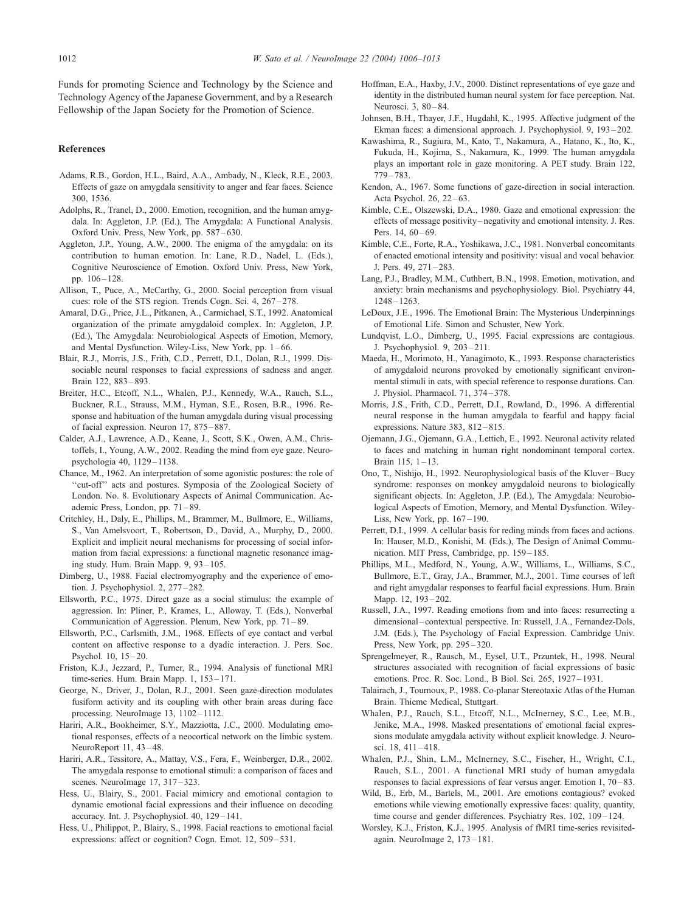Funds for promoting Science and Technology by the Science and Technology Agency of the Japanese Government, and by a Research Fellowship of the Japan Society for the Promotion of Science.

## References

Adams, R.B., Gordon, H.L., Baird, A.A., Ambady, N., Kleck, R.E., 2003. Effects of gaze on amygdala sensitivity to anger and fear faces. Science 300, 1536.

Adolphs, R., Tranel, D., 2000. Emotion, recognition, and the human amygdala. In: Aggleton, J.P. (Ed.), The Amygdala: A Functional Analysis. Oxford Univ. Press, New York, pp. 587–630.

Aggleton, J.P., Young, A.W., 2000. The enigma of the amygdala: on its contribution to human emotion. In: Lane, R.D., Nadel, L. (Eds.), Cognitive Neuroscience of Emotion. Oxford Univ. Press, New York, pp. 106–128.

Allison, T., Puce, A., McCarthy, G., 2000. Social perception from visual cues: role of the STS region. Trends Cogn. Sci. 4, 267–278.

Amaral, D.G., Price, J.L., Pitkanen, A., Carmichael, S.T., 1992. Anatomical organization of the primate amygdaloid complex. In: Aggleton, J.P. (Ed.), The Amygdala: Neurobiological Aspects of Emotion, Memory, and Mental Dysfunction. Wiley-Liss, New York, pp. 1–66.

Blair, R.J., Morris, J.S., Frith, C.D., Perrett, D.I., Dolan, R.J., 1999. Dissociable neural responses to facial expressions of sadness and anger. Brain 122, 883–893.

Breiter, H.C., Etcoff, N.L., Whalen, P.J., Kennedy, W.A., Rauch, S.L., Buckner, R.L., Strauss, M.M., Hyman, S.E., Rosen, B.R., 1996. Response and habituation of the human amygdala during visual processing of facial expression. Neuron 17, 875–887.

Calder, A.J., Lawrence, A.D., Keane, J., Scott, S.K., Owen, A.M., Christoffels, I., Young, A.W., 2002. Reading the mind from eye gaze. Neuropsychologia 40, 1129–1138.

Chance, M., 1962. An interpretation of some agonistic postures: the role of "cut-off" acts and postures. Symposia of the Zoological Society of London. No. 8. Evolutionary Aspects of Animal Communication. Academic Press, London, pp. 71–89.

Critchley, H., Daly, E., Phillips, M., Brammer, M., Bullmore, E., Williams, S., Van Amelsvoort, T., Robertson, D., David, A., Murphy, D., 2000. Explicit and implicit neural mechanisms for processing of social information from facial expressions: a functional magnetic resonance imaging study. Hum. Brain Mapp. 9, 93–105.

Dimberg, U., 1988. Facial electromyography and the experience of emotion. J. Psychophysiol. 2, 277–282.

Ellsworth, P.C., 1975. Direct gaze as a social stimulus: the example of aggression. In: Pliner, P., Krames, L., Alloway, T. (Eds.), Nonverbal Communication of Aggression. Plenum, New York, pp. 71–89.

Ellsworth, P.C., Carlsmith, J.M., 1968. Effects of eye contact and verbal content on affective response to a dyadic interaction. J. Pers. Soc. Psychol. 10, 15–20.

Friston, K.J., Jezzard, P., Turner, R., 1994. Analysis of functional MRI time-series. Hum. Brain Mapp. 1, 153–171.

George, N., Driver, J., Dolan, R.J., 2001. Seen gaze-direction modulates fusiform activity and its coupling with other brain areas during face processing. NeuroImage 13, 1102–1112.

Hariri, A.R., Bookheimer, S.Y., Mazziotta, J.C., 2000. Modulating emotional responses, effects of a neocortical network on the limbic system. NeuroReport 11, 43–48.

Hariri, A.R., Tessitore, A., Mattay, V.S., Fera, F., Weinberger, D.R., 2002. The amygdala response to emotional stimuli: a comparison of faces and scenes. NeuroImage 17, 317–323.

Hess, U., Blairy, S., 2001. Facial mimicry and emotional contagion to dynamic emotional facial expressions and their influence on decoding accuracy. Int. J. Psychophysiol. 40, 129–141.

Hess, U., Philippot, P., Blairy, S., 1998. Facial reactions to emotional facial expressions: affect or cognition? Cogn. Emot. 12, 509–531.

Hoffman, E.A., Haxby, J.V., 2000. Distinct representations of eye gaze and identity in the distributed human neural system for face perception. Nat. Neurosci. 3, 80–84.

Johnsen, B.H., Thayer, J.F., Hugdahl, K., 1995. Affective judgment of the Ekman faces: a dimensional approach. J. Psychophysiol. 9, 193–202.

Kawashima, R., Sugiura, M., Kato, T., Nakamura, A., Hatano, K., Ito, K., Fukuda, H., Kojima, S., Nakamura, K., 1999. The human amygdala plays an important role in gaze monitoring. A PET study. Brain 122, 779–783.

Kendon, A., 1967. Some functions of gaze-direction in social interaction. Acta Psychol. 26, 22–63.

Kimble, C.E., Olszewski, D.A., 1980. Gaze and emotional expression: the effects of message positivity–negativity and emotional intensity. J. Res. Pers. 14, 60–69.

Kimble, C.E., Forte, R.A., Yoshikawa, J.C., 1981. Nonverbal concomitants of enacted emotional intensity and positivity: visual and vocal behavior. J. Pers. 49, 271–283.

Lang, P.J., Bradley, M.M., Cuthbert, B.N., 1998. Emotion, motivation, and anxiety: brain mechanisms and psychophysiology. Biol. Psychiatry 44, 1248–1263.

LeDoux, J.E., 1996. The Emotional Brain: The Mysterious Underpinnings of Emotional Life. Simon and Schuster, New York.

Lundqvist, L.O., Dimberg, U., 1995. Facial expressions are contagious. J. Psychophysiol. 9, 203–211.

Maeda, H., Morimoto, H., Yanagimoto, K., 1993. Response characteristics of amygdaloid neurons provoked by emotionally significant environmental stimuli in cats, with special reference to response durations. Can. J. Physiol. Pharmacol. 71, 374–378.

Morris, J.S., Frith, C.D., Perrett, D.I., Rowland, D., 1996. A differential neural response in the human amygdala to fearful and happy facial expressions. Nature 383, 812–815.

Ojemann, J.G., Ojemann, G.A., Lettich, E., 1992. Neuronal activity related to faces and matching in human right nondominant temporal cortex. Brain 115, 1–13.

Ono, T., Nishijo, H., 1992. Neurophysiological basis of the Kluver–Bucy syndrome: responses on monkey amygdaloid neurons to biologically significant objects. In: Aggleton, J.P. (Ed.), The Amygdala: Neurobiological Aspects of Emotion, Memory, and Mental Dysfunction. Wiley-Liss, New York, pp. 167–190.

Perrett, D.I., 1999. A cellular basis for reding minds from faces and actions. In: Hauser, M.D., Konishi, M. (Eds.), The Design of Animal Communication. MIT Press, Cambridge, pp. 159–185.

Phillips, M.L., Medford, N., Young, A.W., Williams, L., Williams, S.C., Bullmore, E.T., Gray, J.A., Brammer, M.J., 2001. Time courses of left and right amygdalar responses to fearful facial expressions. Hum. Brain Mapp. 12, 193–202.

Russell, J.A., 1997. Reading emotions from and into faces: resurrecting a dimensional–contextual perspective. In: Russell, J.A., Fernandez-Dols, J.M. (Eds.), The Psychology of Facial Expression. Cambridge Univ. Press, New York, pp. 295–320.

Sprengelmeyer, R., Rausch, M., Eysel, U.T., Przuntek, H., 1998. Neural structures associated with recognition of facial expressions of basic emotions. Proc. R. Soc. Lond., B Biol. Sci. 265, 1927–1931.

Talairach, J., Tournoux, P., 1988. Co-planar Stereotaxic Atlas of the Human Brain. Thieme Medical, Stuttgart.

Whalen, P.J., Rauch, S.L., Etcoff, N.L., McInerney, S.C., Lee, M.B., Jenike, M.A., 1998. Masked presentations of emotional facial expressions modulate amygdala activity without explicit knowledge. J. Neurosci. 18, 411–418.

Whalen, P.J., Shin, L.M., McInerney, S.C., Fischer, H., Wright, C.I., Rauch, S.L., 2001. A functional MRI study of human amygdala responses to facial expressions of fear versus anger. Emotion 1, 70–83.

Wild, B., Erb, M., Bartels, M., 2001. Are emotions contagious? evoked emotions while viewing emotionally expressive faces: quality, quantity, time course and gender differences. Psychiatry Res. 102, 109–124.

Worsley, K.J., Friston, K.J., 1995. Analysis of fMRI time-series revisited-again. NeuroImage 2, 173–181.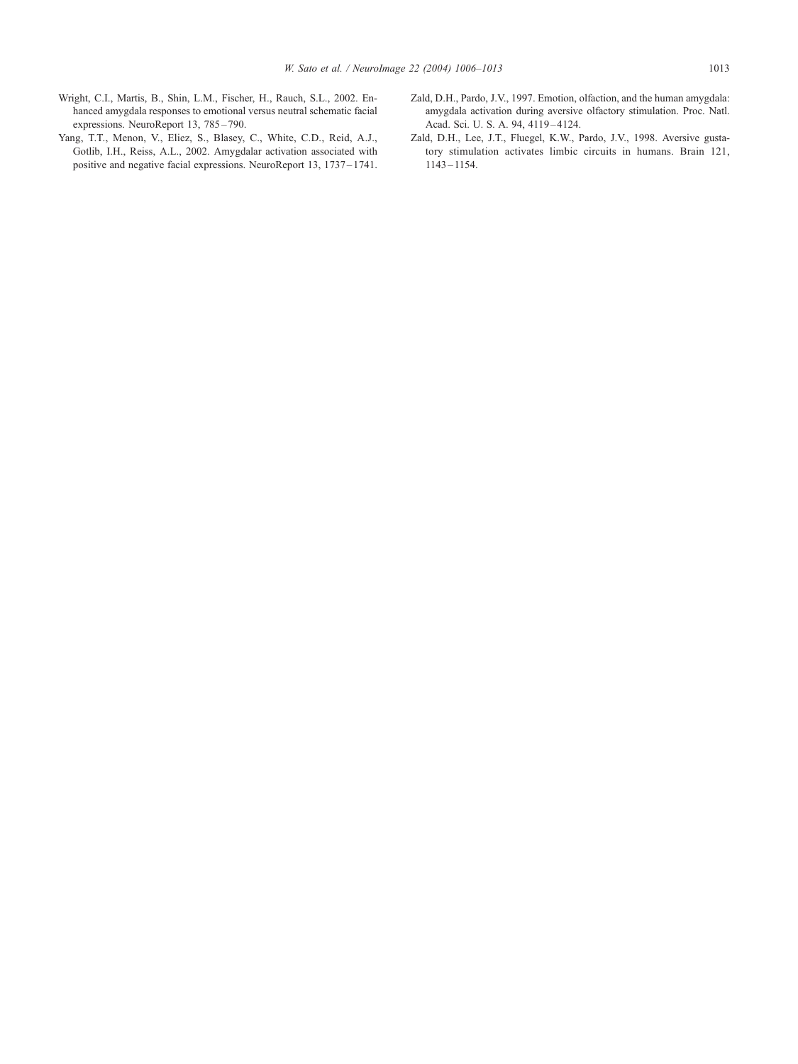Wright, C.I., Martis, B., Shin, L.M., Fischer, H., Rauch, S.L., 2002. Enhanced amygdala responses to emotional versus neutral schematic facial expressions. NeuroReport 13, 785–790.

Yang, T.T., Menon, V., Eliez, S., Blasey, C., White, C.D., Reid, A.J., Gotlib, I.H., Reiss, A.L., 2002. Amygdalar activation associated with positive and negative facial expressions. NeuroReport 13, 1737–1741.

Zald, D.H., Pardo, J.V., 1997. Emotion, olfaction, and the human amygdala: amygdala activation during aversive olfactory stimulation. Proc. Natl. Acad. Sci. U. S. A. 94, 4119–4124.

Zald, D.H., Lee, J.T., Fluegel, K.W., Pardo, J.V., 1998. Aversive gustatory stimulation activates limbic circuits in humans. Brain 121, 1143–1154.